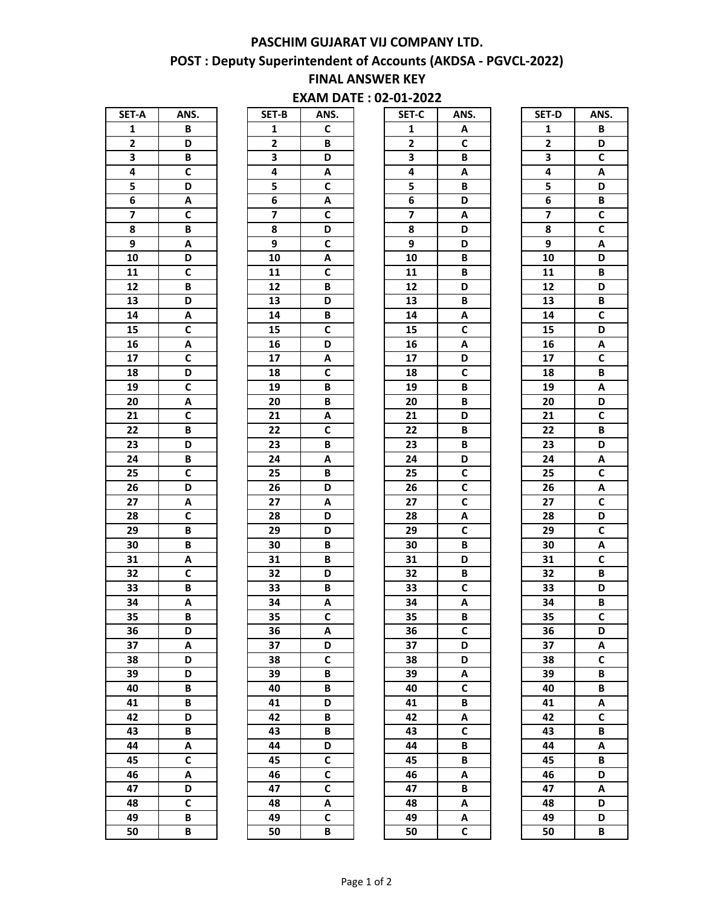# PASCHIM GUJARAT VIJ COMPANY LTD.

## POST : Deputy Superintendent of Accounts (AKDSA - PGVCL-2022)

## FINAL ANSWER KEY

## EXAM DATE : 02-01-2022

| SET-A | ANS. | SET-B | ANS. | SET-C | ANS. | SET-D | ANS. |
|---|---|---|---|---|---|---|---|
| 1 | B | 1 | C | 1 | A | 1 | B |
| 2 | D | 2 | B | 2 | C | 2 | D |
| 3 | B | 3 | D | 3 | B | 3 | C |
| 4 | C | 4 | A | 4 | A | 4 | A |
| 5 | D | 5 | C | 5 | B | 5 | D |
| 6 | A | 6 | A | 6 | D | 6 | B |
| 7 | C | 7 | C | 7 | A | 7 | C |
| 8 | B | 8 | D | 8 | D | 8 | C |
| 9 | A | 9 | C | 9 | D | 9 | A |
| 10 | D | 10 | A | 10 | B | 10 | D |
| 11 | C | 11 | C | 11 | B | 11 | B |
| 12 | B | 12 | B | 12 | D | 12 | D |
| 13 | D | 13 | D | 13 | B | 13 | B |
| 14 | A | 14 | B | 14 | A | 14 | C |
| 15 | C | 15 | C | 15 | C | 15 | D |
| 16 | A | 16 | D | 16 | A | 16 | A |
| 17 | C | 17 | A | 17 | D | 17 | C |
| 18 | D | 18 | C | 18 | C | 18 | B |
| 19 | C | 19 | B | 19 | B | 19 | A |
| 20 | A | 20 | B | 20 | B | 20 | D |
| 21 | C | 21 | A | 21 | D | 21 | C |
| 22 | B | 22 | C | 22 | B | 22 | B |
| 23 | D | 23 | B | 23 | B | 23 | D |
| 24 | B | 24 | A | 24 | D | 24 | A |
| 25 | C | 25 | B | 25 | C | 25 | C |
| 26 | D | 26 | D | 26 | C | 26 | A |
| 27 | A | 27 | A | 27 | C | 27 | C |
| 28 | C | 28 | D | 28 | A | 28 | D |
| 29 | B | 29 | D | 29 | C | 29 | C |
| 30 | B | 30 | B | 30 | B | 30 | A |
| 31 | A | 31 | B | 31 | D | 31 | C |
| 32 | C | 32 | D | 32 | B | 32 | B |
| 33 | B | 33 | B | 33 | C | 33 | D |
| 34 | A | 34 | A | 34 | A | 34 | B |
| 35 | B | 35 | C | 35 | B | 35 | C |
| 36 | D | 36 | A | 36 | C | 36 | D |
| 37 | A | 37 | D | 37 | D | 37 | A |
| 38 | D | 38 | C | 38 | D | 38 | C |
| 39 | D | 39 | B | 39 | A | 39 | B |
| 40 | B | 40 | B | 40 | C | 40 | B |
| 41 | B | 41 | D | 41 | B | 41 | A |
| 42 | D | 42 | B | 42 | A | 42 | C |
| 43 | B | 43 | B | 43 | C | 43 | B |
| 44 | A | 44 | D | 44 | B | 44 | A |
| 45 | C | 45 | C | 45 | B | 45 | B |
| 46 | A | 46 | C | 46 | A | 46 | D |
| 47 | D | 47 | C | 47 | B | 47 | A |
| 48 | C | 48 | A | 48 | A | 48 | D |
| 49 | B | 49 | C | 49 | A | 49 | D |
| 50 | B | 50 | B | 50 | C | 50 | B |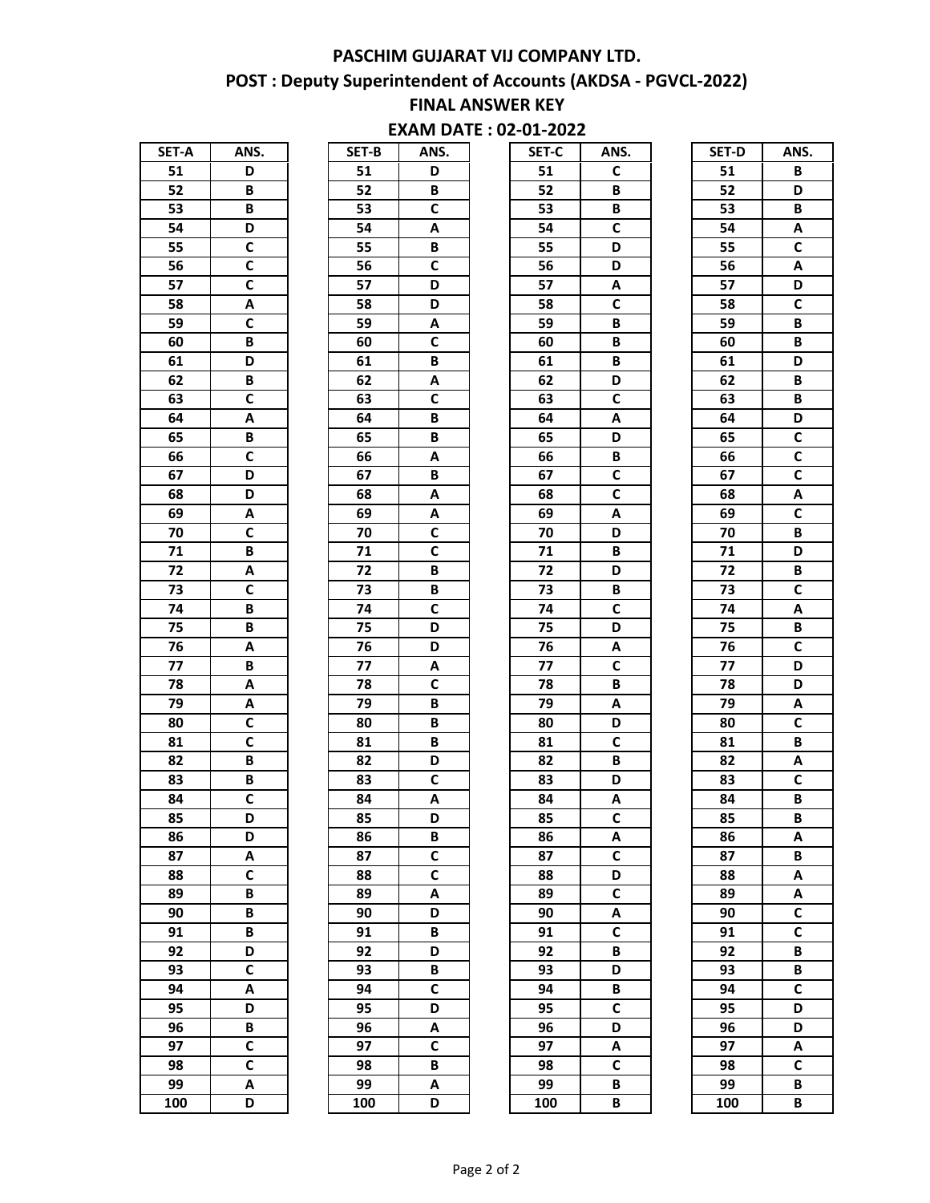# PASCHIM GUJARAT VIJ COMPANY LTD.

## POST : Deputy Superintendent of Accounts (AKDSA - PGVCL-2022)

## FINAL ANSWER KEY

## EXAM DATE : 02-01-2022

| SET-A | ANS. | | SET-B | ANS. | | SET-C | ANS. | | SET-D | ANS. |
|---|---|---|---|---|---|---|---|---|---|---|
| 51 | D | | 51 | D | | 51 | C | | 51 | B |
| 52 | B | | 52 | B | | 52 | B | | 52 | D |
| 53 | B | | 53 | C | | 53 | B | | 53 | B |
| 54 | D | | 54 | A | | 54 | C | | 54 | A |
| 55 | C | | 55 | B | | 55 | D | | 55 | C |
| 56 | C | | 56 | C | | 56 | D | | 56 | A |
| 57 | C | | 57 | D | | 57 | A | | 57 | D |
| 58 | A | | 58 | D | | 58 | C | | 58 | C |
| 59 | C | | 59 | A | | 59 | B | | 59 | B |
| 60 | B | | 60 | C | | 60 | B | | 60 | B |
| 61 | D | | 61 | B | | 61 | B | | 61 | D |
| 62 | B | | 62 | A | | 62 | D | | 62 | B |
| 63 | C | | 63 | C | | 63 | C | | 63 | B |
| 64 | A | | 64 | B | | 64 | A | | 64 | D |
| 65 | B | | 65 | B | | 65 | D | | 65 | C |
| 66 | C | | 66 | A | | 66 | B | | 66 | C |
| 67 | D | | 67 | B | | 67 | C | | 67 | C |
| 68 | D | | 68 | A | | 68 | C | | 68 | A |
| 69 | A | | 69 | A | | 69 | A | | 69 | C |
| 70 | C | | 70 | C | | 70 | D | | 70 | B |
| 71 | B | | 71 | C | | 71 | B | | 71 | D |
| 72 | A | | 72 | B | | 72 | D | | 72 | B |
| 73 | C | | 73 | B | | 73 | B | | 73 | C |
| 74 | B | | 74 | C | | 74 | C | | 74 | A |
| 75 | B | | 75 | D | | 75 | D | | 75 | B |
| 76 | A | | 76 | D | | 76 | A | | 76 | C |
| 77 | B | | 77 | A | | 77 | C | | 77 | D |
| 78 | A | | 78 | C | | 78 | B | | 78 | D |
| 79 | A | | 79 | B | | 79 | A | | 79 | A |
| 80 | C | | 80 | B | | 80 | D | | 80 | C |
| 81 | C | | 81 | B | | 81 | C | | 81 | B |
| 82 | B | | 82 | D | | 82 | B | | 82 | A |
| 83 | B | | 83 | C | | 83 | D | | 83 | C |
| 84 | C | | 84 | A | | 84 | A | | 84 | B |
| 85 | D | | 85 | D | | 85 | C | | 85 | B |
| 86 | D | | 86 | B | | 86 | A | | 86 | A |
| 87 | A | | 87 | C | | 87 | C | | 87 | B |
| 88 | C | | 88 | C | | 88 | D | | 88 | A |
| 89 | B | | 89 | A | | 89 | C | | 89 | A |
| 90 | B | | 90 | D | | 90 | A | | 90 | C |
| 91 | B | | 91 | B | | 91 | C | | 91 | C |
| 92 | D | | 92 | D | | 92 | B | | 92 | B |
| 93 | C | | 93 | B | | 93 | D | | 93 | B |
| 94 | A | | 94 | C | | 94 | B | | 94 | C |
| 95 | D | | 95 | D | | 95 | C | | 95 | D |
| 96 | B | | 96 | A | | 96 | D | | 96 | D |
| 97 | C | | 97 | C | | 97 | A | | 97 | A |
| 98 | C | | 98 | B | | 98 | C | | 98 | C |
| 99 | A | | 99 | A | | 99 | B | | 99 | B |
| 100 | D | | 100 | D | | 100 | B | | 100 | B |